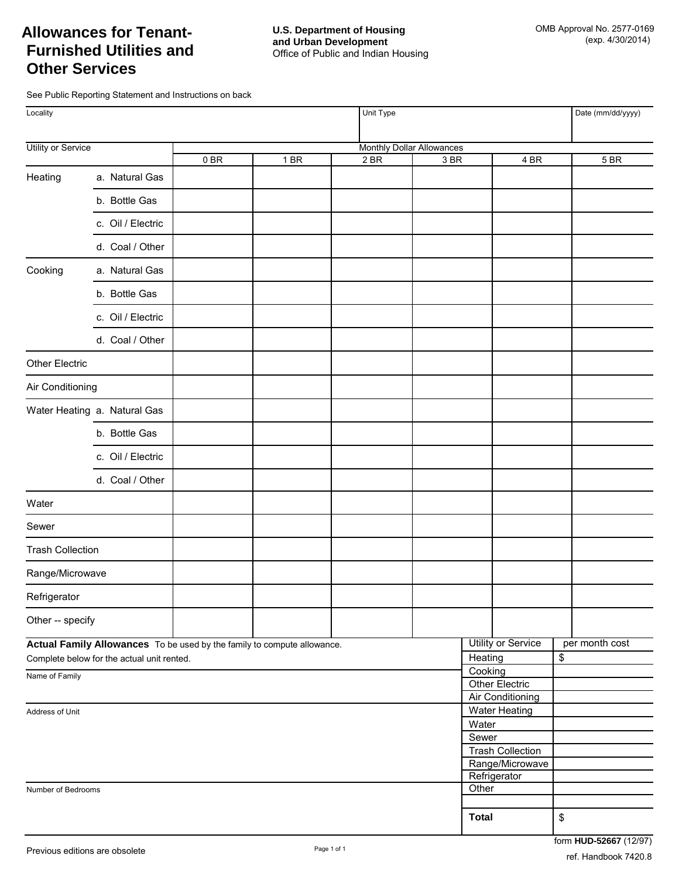# Allowances for Tenant-Furnished Utilities and Other Services

**U.S. Department of Housing and Urban Development**
Office of Public and Indian Housing

OMB Approval No. 2577-0169
(exp. 4/30/2014)

See Public Reporting Statement and Instructions on back

| Locality | Unit Type | Date (mm/dd/yyyy) |
|---|---|---|
| | | |

| Utility or Service | | Monthly Dollar Allowances | | | | | |
|---|---|---|---|---|---|---|---|
| | | 0 BR | 1 BR | 2 BR | 3 BR | 4 BR | 5 BR |
| Heating | a. Natural Gas | | | | | | |
| | b. Bottle Gas | | | | | | |
| | c. Oil / Electric | | | | | | |
| | d. Coal / Other | | | | | | |
| Cooking | a. Natural Gas | | | | | | |
| | b. Bottle Gas | | | | | | |
| | c. Oil / Electric | | | | | | |
| | d. Coal / Other | | | | | | |
| Other Electric | | | | | | | |
| Air Conditioning | | | | | | | |
| Water Heating | a. Natural Gas | | | | | | |
| | b. Bottle Gas | | | | | | |
| | c. Oil / Electric | | | | | | |
| | d. Coal / Other | | | | | | |
| Water | | | | | | | |
| Sewer | | | | | | | |
| Trash Collection | | | | | | | |
| Range/Microwave | | | | | | | |
| Refrigerator | | | | | | | |
| Other -- specify | | | | | | | |

**Actual Family Allowances** To be used by the family to compute allowance.
Complete below for the actual unit rented.

Name of Family

Address of Unit

Number of Bedrooms

| Utility or Service | per month cost |
|---|---|
| Heating | $ |
| Cooking | |
| Other Electric | |
| Air Conditioning | |
| Water Heating | |
| Water | |
| Sewer | |
| Trash Collection | |
| Range/Microwave | |
| Refrigerator | |
| Other | |
| | |
| **Total** | $ |

Previous editions are obsolete

form **HUD-52667** (12/97)
ref. Handbook 7420.8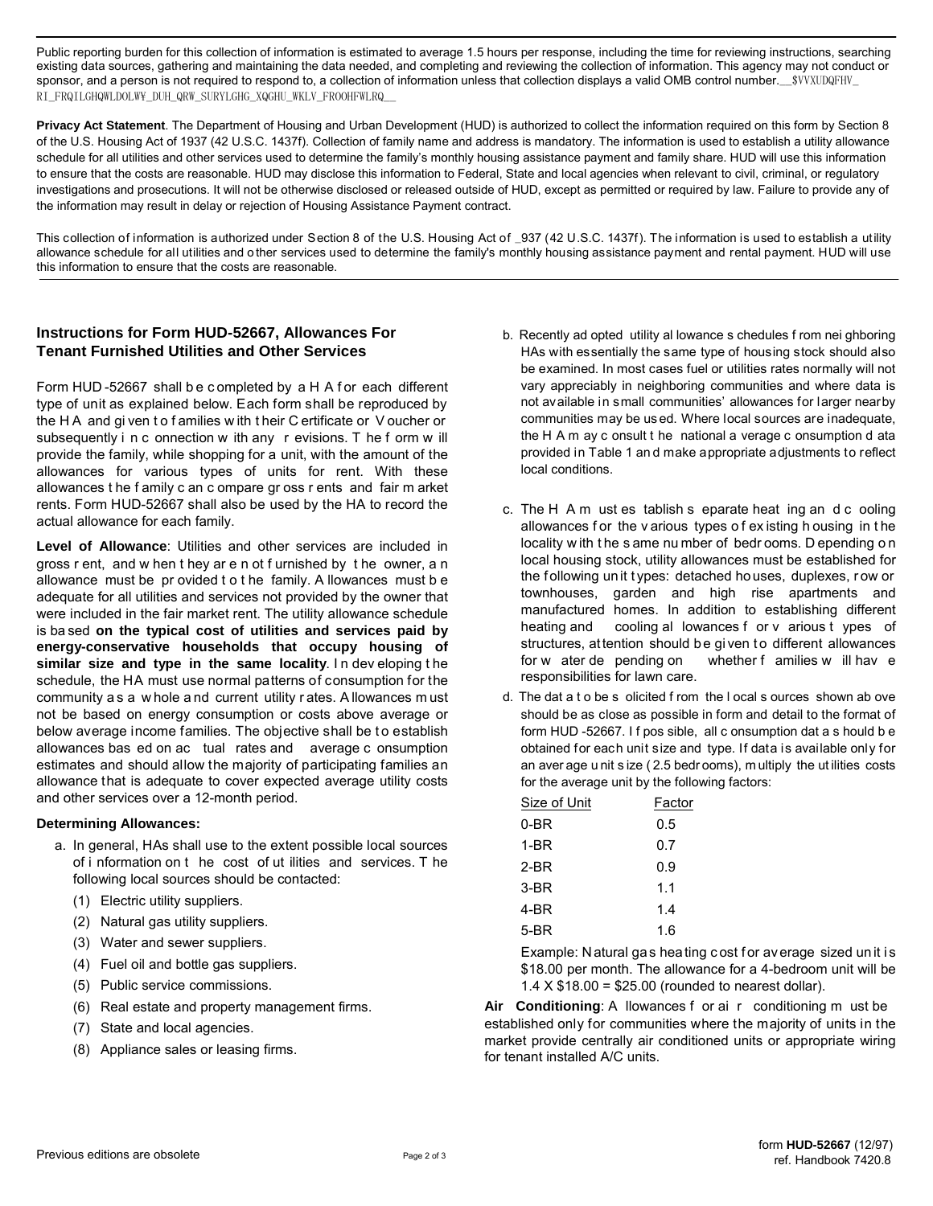Public reporting burden for this collection of information is estimated to average 1.5 hours per response, including the time for reviewing instructions, searching existing data sources, gathering and maintaining the data needed, and completing and reviewing the collection of information. This agency may not conduct or sponsor, and a person is not required to respond to, a collection of information unless that collection displays a valid OMB control number.__$VVXUDQFHV_RI_FRQILGHQWLDOLW\_DUH_QRW_SURYLGHG_XQGHU_WKLV_FROOHFWLRQ__

**Privacy Act Statement**. The Department of Housing and Urban Development (HUD) is authorized to collect the information required on this form by Section 8 of the U.S. Housing Act of 1937 (42 U.S.C. 1437f). Collection of family name and address is mandatory. The information is used to establish a utility allowance schedule for all utilities and other services used to determine the family's monthly housing assistance payment and family share. HUD will use this information to ensure that the costs are reasonable. HUD may disclose this information to Federal, State and local agencies when relevant to civil, criminal, or regulatory investigations and prosecutions. It will not be otherwise disclosed or released outside of HUD, except as permitted or required by law. Failure to provide any of the information may result in delay or rejection of Housing Assistance Payment contract.

This collection of information is authorized under Section 8 of the U.S. Housing Act of _937 (42 U.S.C. 1437f). The information is used to establish a utility allowance schedule for all utilities and other services used to determine the family's monthly housing assistance payment and rental payment. HUD will use this information to ensure that the costs are reasonable.

### Instructions for Form HUD-52667, Allowances For Tenant Furnished Utilities and Other Services

Form HUD-52667 shall be completed by a HA for each different type of unit as explained below. Each form shall be reproduced by the HA and given to families with their Certificate or Voucher or subsequently in connection with any revisions. The form will provide the family, while shopping for a unit, with the amount of the allowances for various types of units for rent. With these allowances the family can compare gross rents and fair market rents. Form HUD-52667 shall also be used by the HA to record the actual allowance for each family.

**Level of Allowance**: Utilities and other services are included in gross rent, and when they are not furnished by the owner, an allowance must be provided to the family. Allowances must be adequate for all utilities and services not provided by the owner that were included in the fair market rent. The utility allowance schedule is based **on the typical cost of utilities and services paid by energy-conservative households that occupy housing of similar size and type in the same locality**. In developing the schedule, the HA must use normal patterns of consumption for the community as a whole and current utility rates. Allowances must not be based on energy consumption or costs above average or below average income families. The objective shall be to establish allowances based on actual rates and average consumption estimates and should allow the majority of participating families an allowance that is adequate to cover expected average utility costs and other services over a 12-month period.

**Determining Allowances:**

a. In general, HAs shall use to the extent possible local sources of information on the cost of utilities and services. The following local sources should be contacted:
   1. Electric utility suppliers.
   2. Natural gas utility suppliers.
   3. Water and sewer suppliers.
   4. Fuel oil and bottle gas suppliers.
   5. Public service commissions.
   6. Real estate and property management firms.
   7. State and local agencies.
   8. Appliance sales or leasing firms.

b. Recently adopted utility allowance schedules from neighboring HAs with essentially the same type of housing stock should also be examined. In most cases fuel or utilities rates normally will not vary appreciably in neighboring communities and where data is not available in small communities' allowances for larger nearby communities may be used. Where local sources are inadequate, the HA may consult the national average consumption data provided in Table 1 and make appropriate adjustments to reflect local conditions.

c. The HA must establish separate heating and cooling allowances for the various types of existing housing in the locality with the same number of bedrooms. Depending on local housing stock, utility allowances must be established for the following unit types: detached houses, duplexes, row or townhouses, garden and high rise apartments and manufactured homes. In addition to establishing different heating and cooling allowances for various types of structures, attention should be given to different allowances for water depending on whether families will have responsibilities for lawn care.

d. The data to be solicited from the local sources shown above should be as close as possible in form and detail to the format of form HUD-52667. If possible, all consumption data should be obtained for each unit size and type. If data is available only for an average unit size (2.5 bedrooms), multiply the utilities costs for the average unit by the following factors:

| Size of Unit | Factor |
|---|---|
| 0-BR | 0.5 |
| 1-BR | 0.7 |
| 2-BR | 0.9 |
| 3-BR | 1.1 |
| 4-BR | 1.4 |
| 5-BR | 1.6 |

Example: Natural gas heating cost for average sized unit is \$18.00 per month. The allowance for a 4-bedroom unit will be 1.4 X \$18.00 = \$25.00 (rounded to nearest dollar).

**Air Conditioning**: Allowances for air conditioning must be established only for communities where the majority of units in the market provide centrally air conditioned units or appropriate wiring for tenant installed A/C units.

Previous editions are obsolete

form **HUD-52667** (12/97)
ref. Handbook 7420.8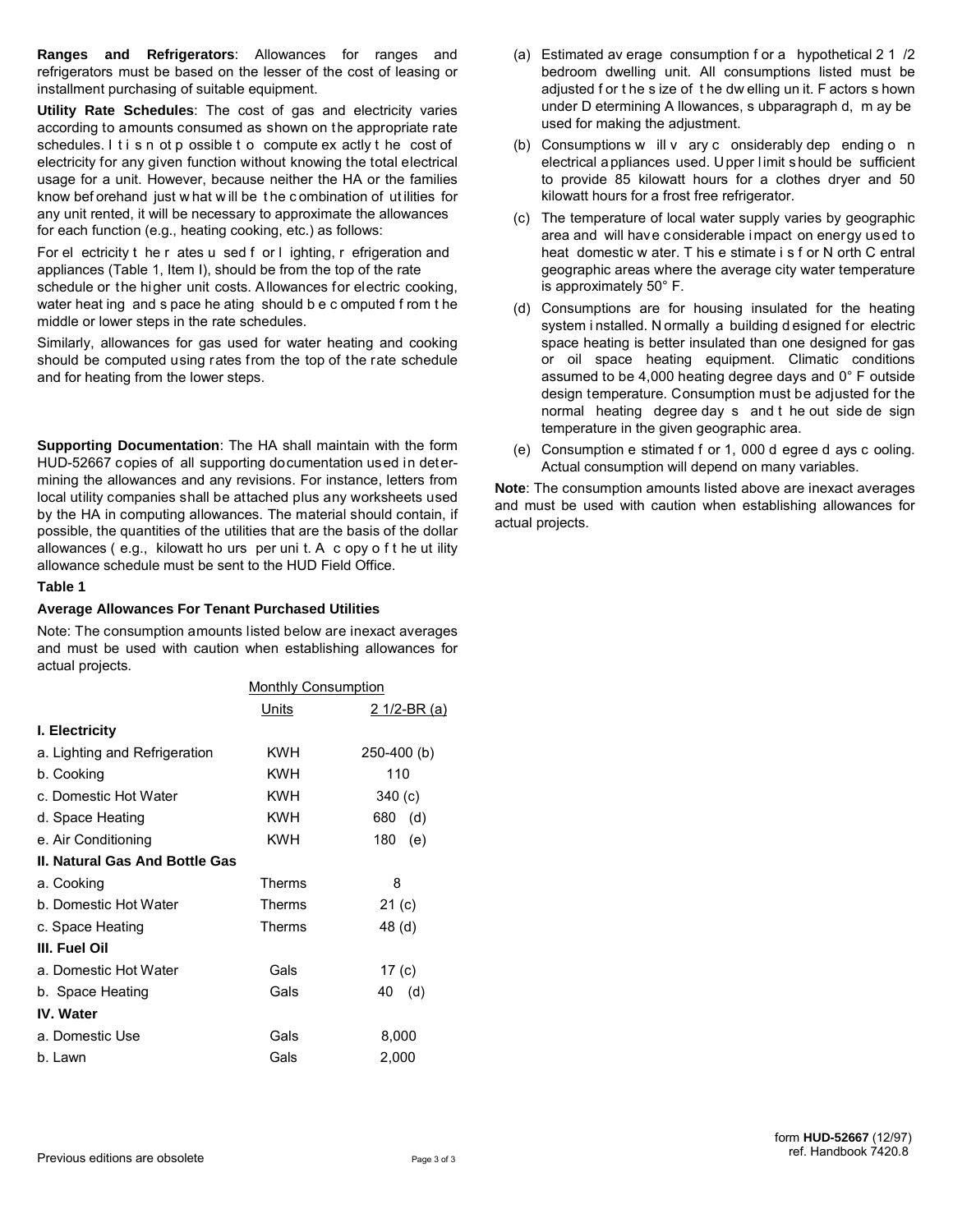**Ranges and Refrigerators**: Allowances for ranges and refrigerators must be based on the lesser of the cost of leasing or installment purchasing of suitable equipment.

**Utility Rate Schedules**: The cost of gas and electricity varies according to amounts consumed as shown on the appropriate rate schedules. It is not possible to compute exactly the cost of electricity for any given function without knowing the total electrical usage for a unit. However, because neither the HA or the families know beforehand just what will be the combination of utilities for any unit rented, it will be necessary to approximate the allowances for each function (e.g., heating cooking, etc.) as follows:

For electricity the rates used for lighting, refrigeration and appliances (Table 1, Item I), should be from the top of the rate schedule or the higher unit costs. Allowances for electric cooking, water heating and space heating should be computed from the middle or lower steps in the rate schedules.

Similarly, allowances for gas used for water heating and cooking should be computed using rates from the top of the rate schedule and for heating from the lower steps.

**Supporting Documentation**: The HA shall maintain with the form HUD-52667 copies of all supporting documentation used in determining the allowances and any revisions. For instance, letters from local utility companies shall be attached plus any worksheets used by the HA in computing allowances. The material should contain, if possible, the quantities of the utilities that are the basis of the dollar allowances (e.g., kilowatt hours per unit. A copy of the utility allowance schedule must be sent to the HUD Field Office.

**Table 1**

**Average Allowances For Tenant Purchased Utilities**

Note: The consumption amounts listed below are inexact averages and must be used with caution when establishing allowances for actual projects.

| | Monthly Consumption | |
|---|---|---|
| | Units | 2 1/2-BR (a) |
| **I. Electricity** | | |
| a. Lighting and Refrigeration | KWH | 250-400 (b) |
| b. Cooking | KWH | 110 |
| c. Domestic Hot Water | KWH | 340 (c) |
| d. Space Heating | KWH | 680 (d) |
| e. Air Conditioning | KWH | 180 (e) |
| **II. Natural Gas And Bottle Gas** | | |
| a. Cooking | Therms | 8 |
| b. Domestic Hot Water | Therms | 21 (c) |
| c. Space Heating | Therms | 48 (d) |
| **III. Fuel Oil** | | |
| a. Domestic Hot Water | Gals | 17 (c) |
| b. Space Heating | Gals | 40 (d) |
| **IV. Water** | | |
| a. Domestic Use | Gals | 8,000 |
| b. Lawn | Gals | 2,000 |

(a) Estimated average consumption for a hypothetical 2 1/2 bedroom dwelling unit. All consumptions listed must be adjusted for the size of the dwelling unit. Factors shown under Determining Allowances, subparagraph d, may be used for making the adjustment.

(b) Consumptions will vary considerably depending on electrical appliances used. Upper limit should be sufficient to provide 85 kilowatt hours for a clothes dryer and 50 kilowatt hours for a frost free refrigerator.

(c) The temperature of local water supply varies by geographic area and will have considerable impact on energy used to heat domestic water. This estimate is for North Central geographic areas where the average city water temperature is approximately 50° F.

(d) Consumptions are for housing insulated for the heating system installed. Normally a building designed for electric space heating is better insulated than one designed for gas or oil space heating equipment. Climatic conditions assumed to be 4,000 heating degree days and 0° F outside design temperature. Consumption must be adjusted for the normal heating degree days and the outside design temperature in the given geographic area.

(e) Consumption estimated for 1,000 degree days cooling. Actual consumption will depend on many variables.

**Note**: The consumption amounts listed above are inexact averages and must be used with caution when establishing allowances for actual projects.

Previous editions are obsolete

form **HUD-52667** (12/97)
ref. Handbook 7420.8